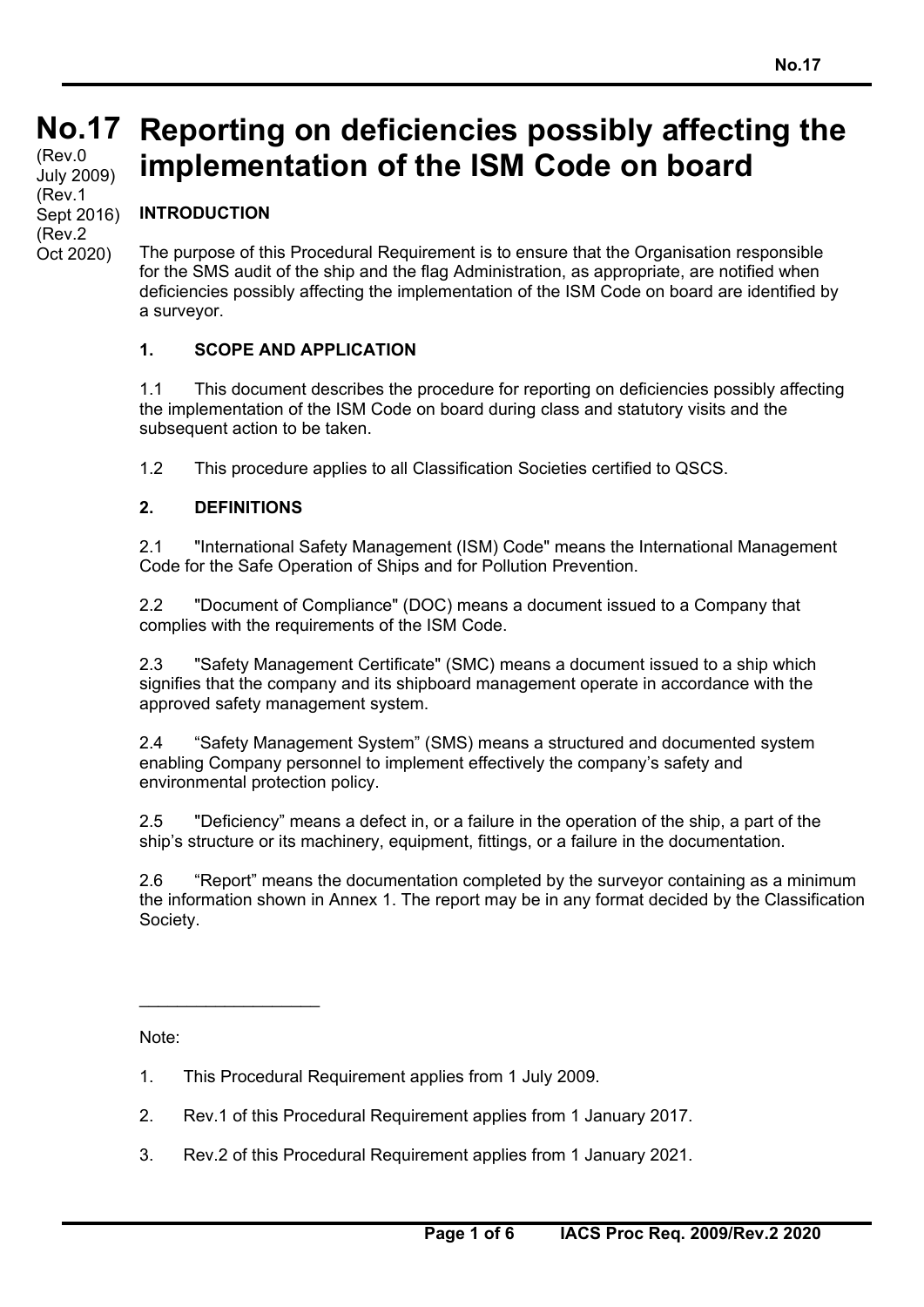# No.17 Reporting on deficiencies possibly affecting the implementation of the ISM Code on board

(Rev.0 July 2009)
(Rev.1 Sept 2016)
(Rev.2 Oct 2020)

## INTRODUCTION

The purpose of this Procedural Requirement is to ensure that the Organisation responsible for the SMS audit of the ship and the flag Administration, as appropriate, are notified when deficiencies possibly affecting the implementation of the ISM Code on board are identified by a surveyor.

## 1. SCOPE AND APPLICATION

1.1 This document describes the procedure for reporting on deficiencies possibly affecting the implementation of the ISM Code on board during class and statutory visits and the subsequent action to be taken.

1.2 This procedure applies to all Classification Societies certified to QSCS.

## 2. DEFINITIONS

2.1 "International Safety Management (ISM) Code" means the International Management Code for the Safe Operation of Ships and for Pollution Prevention.

2.2 "Document of Compliance" (DOC) means a document issued to a Company that complies with the requirements of the ISM Code.

2.3 "Safety Management Certificate" (SMC) means a document issued to a ship which signifies that the company and its shipboard management operate in accordance with the approved safety management system.

2.4 "Safety Management System" (SMS) means a structured and documented system enabling Company personnel to implement effectively the company's safety and environmental protection policy.

2.5 "Deficiency" means a defect in, or a failure in the operation of the ship, a part of the ship's structure or its machinery, equipment, fittings, or a failure in the documentation.

2.6 "Report" means the documentation completed by the surveyor containing as a minimum the information shown in Annex 1. The report may be in any format decided by the Classification Society.

---

Note:

1. This Procedural Requirement applies from 1 July 2009.
2. Rev.1 of this Procedural Requirement applies from 1 January 2017.
3. Rev.2 of this Procedural Requirement applies from 1 January 2021.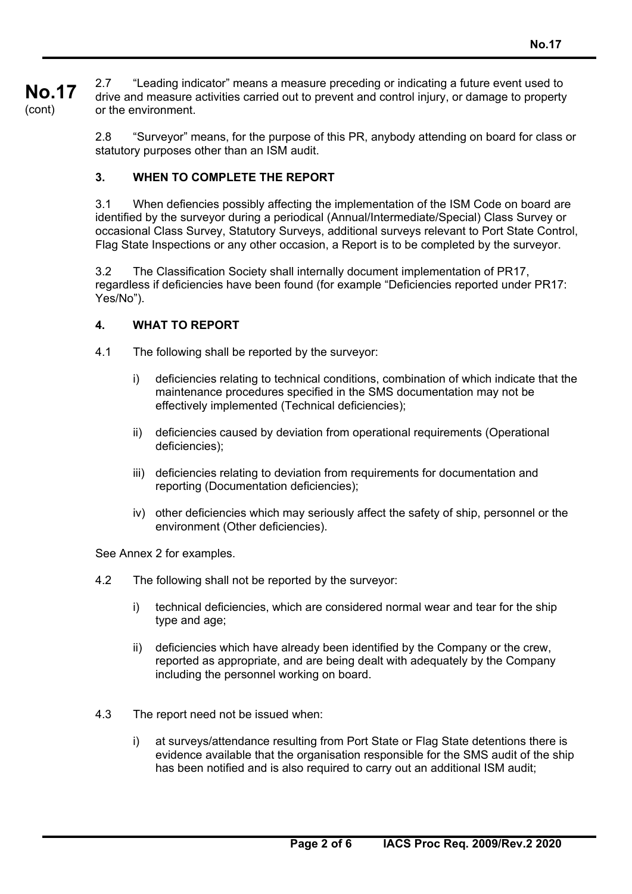2.7 "Leading indicator" means a measure preceding or indicating a future event used to drive and measure activities carried out to prevent and control injury, or damage to property or the environment.

2.8 "Surveyor" means, for the purpose of this PR, anybody attending on board for class or statutory purposes other than an ISM audit.

### 3. WHEN TO COMPLETE THE REPORT

3.1 When defiencies possibly affecting the implementation of the ISM Code on board are identified by the surveyor during a periodical (Annual/Intermediate/Special) Class Survey or occasional Class Survey, Statutory Surveys, additional surveys relevant to Port State Control, Flag State Inspections or any other occasion, a Report is to be completed by the surveyor.

3.2 The Classification Society shall internally document implementation of PR17, regardless if deficiencies have been found (for example "Deficiencies reported under PR17: Yes/No").

### 4. WHAT TO REPORT

4.1 The following shall be reported by the surveyor:

i) deficiencies relating to technical conditions, combination of which indicate that the maintenance procedures specified in the SMS documentation may not be effectively implemented (Technical deficiencies);

ii) deficiencies caused by deviation from operational requirements (Operational deficiencies);

iii) deficiencies relating to deviation from requirements for documentation and reporting (Documentation deficiencies);

iv) other deficiencies which may seriously affect the safety of ship, personnel or the environment (Other deficiencies).

See Annex 2 for examples.

4.2 The following shall not be reported by the surveyor:

i) technical deficiencies, which are considered normal wear and tear for the ship type and age;

ii) deficiencies which have already been identified by the Company or the crew, reported as appropriate, and are being dealt with adequately by the Company including the personnel working on board.

4.3 The report need not be issued when:

i) at surveys/attendance resulting from Port State or Flag State detentions there is evidence available that the organisation responsible for the SMS audit of the ship has been notified and is also required to carry out an additional ISM audit;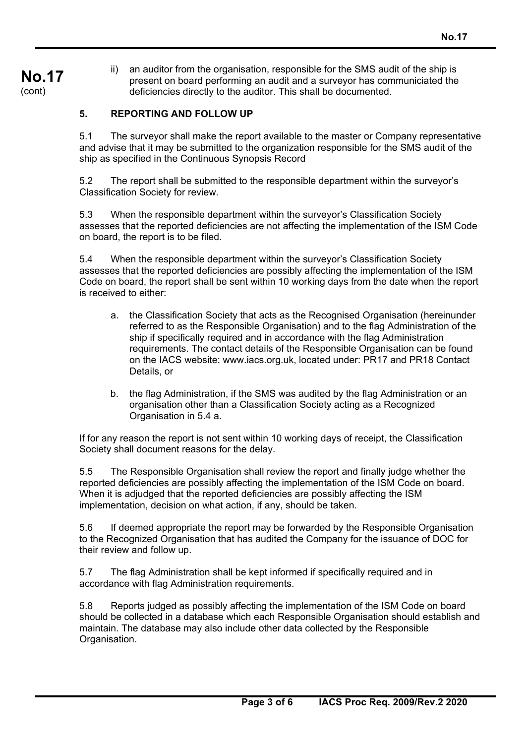ii) an auditor from the organisation, responsible for the SMS audit of the ship is present on board performing an audit and a surveyor has communiciated the deficiencies directly to the auditor. This shall be documented.

## 5. REPORTING AND FOLLOW UP

5.1 The surveyor shall make the report available to the master or Company representative and advise that it may be submitted to the organization responsible for the SMS audit of the ship as specified in the Continuous Synopsis Record

5.2 The report shall be submitted to the responsible department within the surveyor's Classification Society for review.

5.3 When the responsible department within the surveyor's Classification Society assesses that the reported deficiencies are not affecting the implementation of the ISM Code on board, the report is to be filed.

5.4 When the responsible department within the surveyor's Classification Society assesses that the reported deficiencies are possibly affecting the implementation of the ISM Code on board, the report shall be sent within 10 working days from the date when the report is received to either:

a. the Classification Society that acts as the Recognised Organisation (hereinunder referred to as the Responsible Organisation) and to the flag Administration of the ship if specifically required and in accordance with the flag Administration requirements. The contact details of the Responsible Organisation can be found on the IACS website: www.iacs.org.uk, located under: PR17 and PR18 Contact Details, or

b. the flag Administration, if the SMS was audited by the flag Administration or an organisation other than a Classification Society acting as a Recognized Organisation in 5.4 a.

If for any reason the report is not sent within 10 working days of receipt, the Classification Society shall document reasons for the delay.

5.5 The Responsible Organisation shall review the report and finally judge whether the reported deficiencies are possibly affecting the implementation of the ISM Code on board. When it is adjudged that the reported deficiencies are possibly affecting the ISM implementation, decision on what action, if any, should be taken.

5.6 If deemed appropriate the report may be forwarded by the Responsible Organisation to the Recognized Organisation that has audited the Company for the issuance of DOC for their review and follow up.

5.7 The flag Administration shall be kept informed if specifically required and in accordance with flag Administration requirements.

5.8 Reports judged as possibly affecting the implementation of the ISM Code on board should be collected in a database which each Responsible Organisation should establish and maintain. The database may also include other data collected by the Responsible Organisation.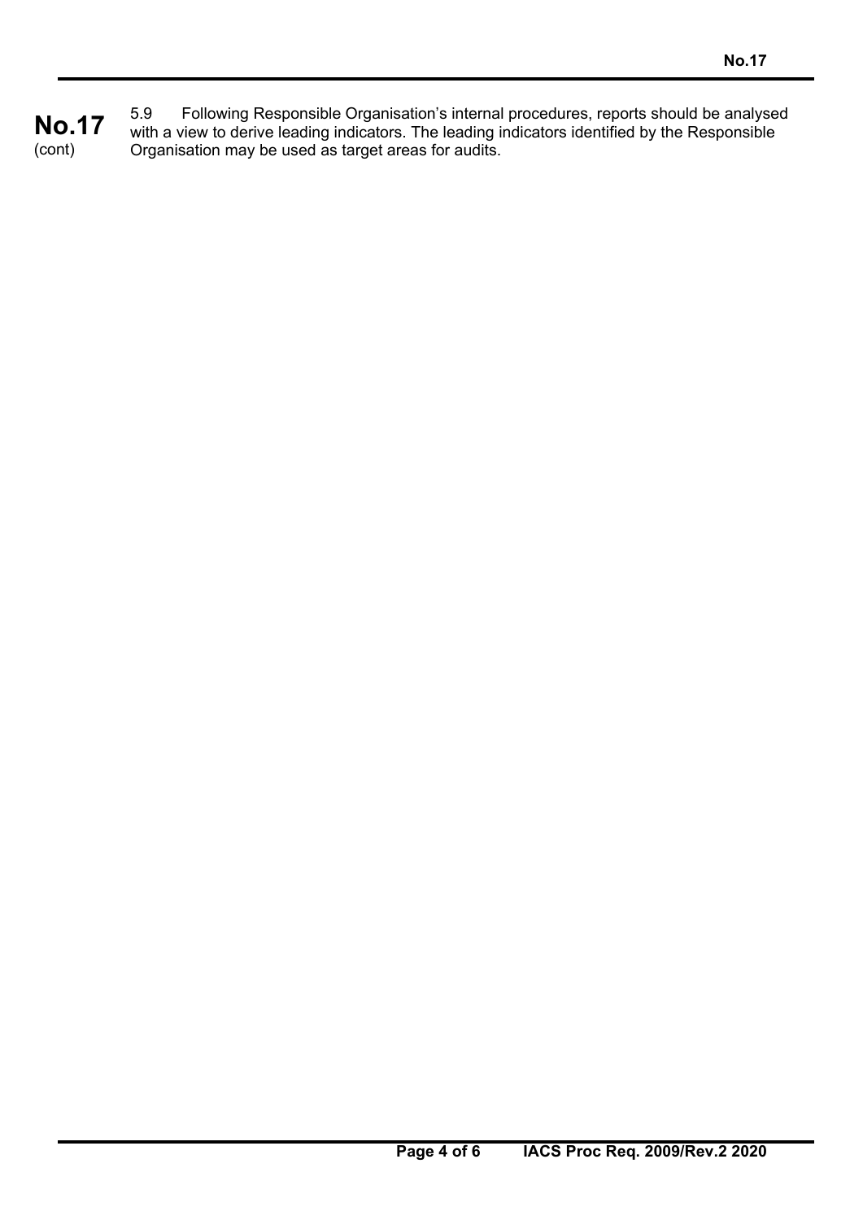5.9 Following Responsible Organisation's internal procedures, reports should be analysed with a view to derive leading indicators. The leading indicators identified by the Responsible Organisation may be used as target areas for audits.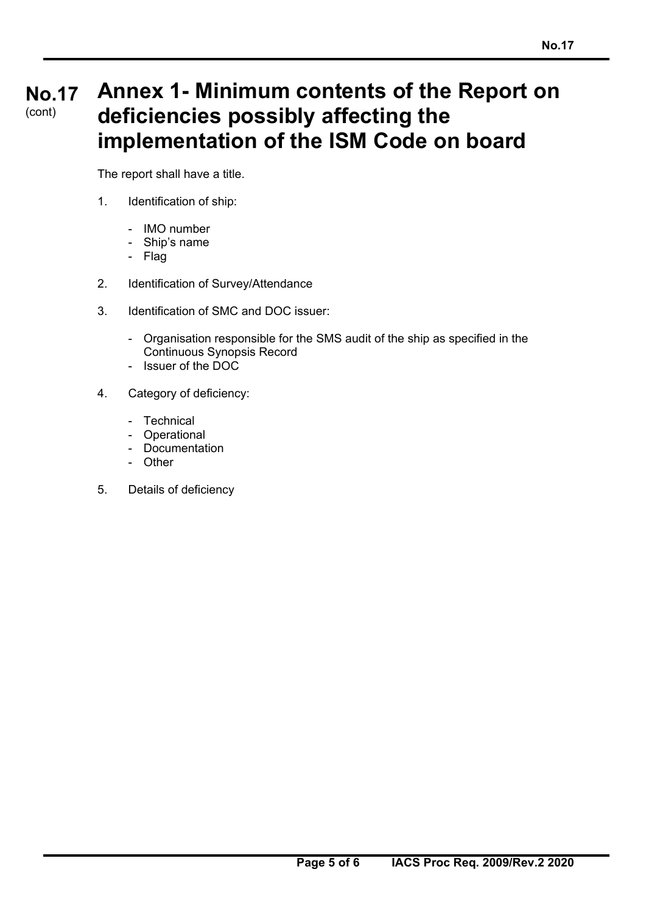**No.17** (cont)

# Annex 1- Minimum contents of the Report on deficiencies possibly affecting the implementation of the ISM Code on board

The report shall have a title.

1. Identification of ship:

    - IMO number
    - Ship's name
    - Flag

2. Identification of Survey/Attendance

3. Identification of SMC and DOC issuer:

    - Organisation responsible for the SMS audit of the ship as specified in the Continuous Synopsis Record
    - Issuer of the DOC

4. Category of deficiency:

    - Technical
    - Operational
    - Documentation
    - Other

5. Details of deficiency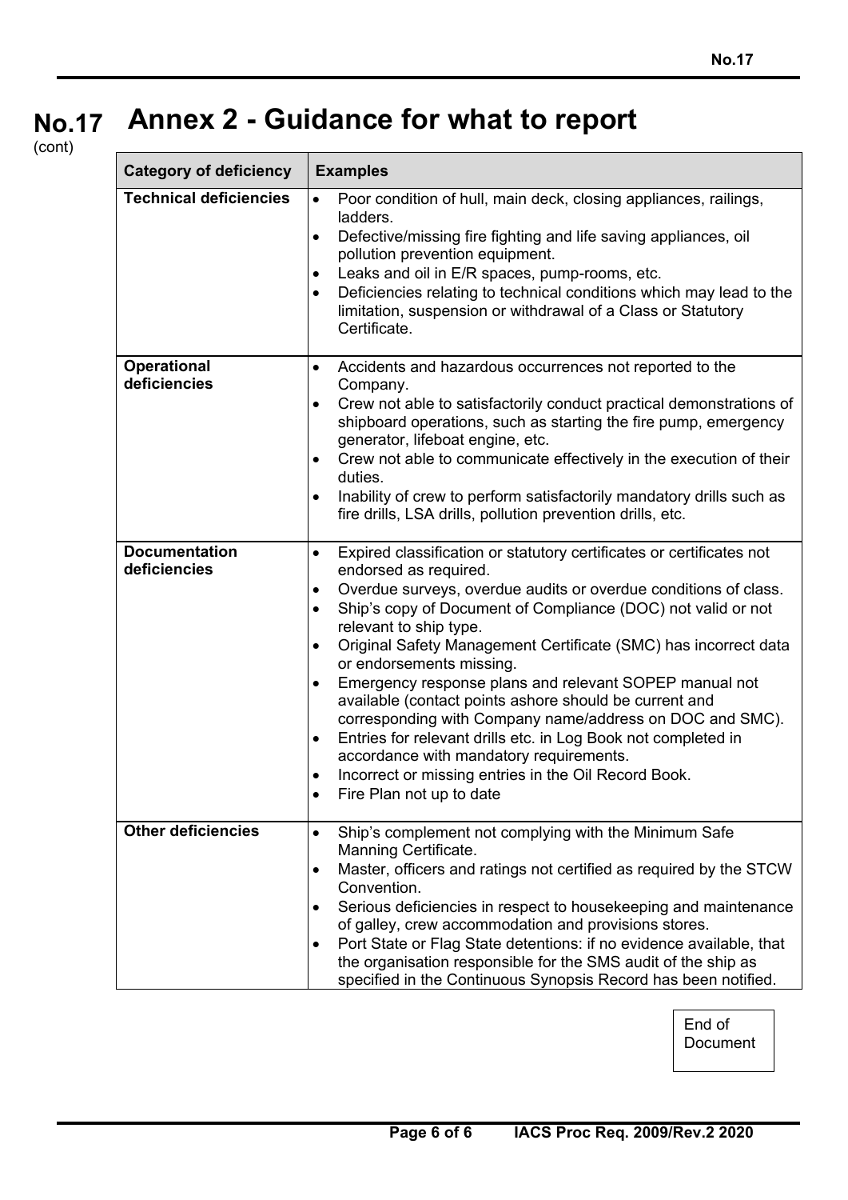# No.17 (cont) Annex 2 - Guidance for what to report

| Category of deficiency | Examples |
|---|---|
| **Technical deficiencies** | • Poor condition of hull, main deck, closing appliances, railings, ladders.<br>• Defective/missing fire fighting and life saving appliances, oil pollution prevention equipment.<br>• Leaks and oil in E/R spaces, pump-rooms, etc.<br>• Deficiencies relating to technical conditions which may lead to the limitation, suspension or withdrawal of a Class or Statutory Certificate. |
| **Operational deficiencies** | • Accidents and hazardous occurrences not reported to the Company.<br>• Crew not able to satisfactorily conduct practical demonstrations of shipboard operations, such as starting the fire pump, emergency generator, lifeboat engine, etc.<br>• Crew not able to communicate effectively in the execution of their duties.<br>• Inability of crew to perform satisfactorily mandatory drills such as fire drills, LSA drills, pollution prevention drills, etc. |
| **Documentation deficiencies** | • Expired classification or statutory certificates or certificates not endorsed as required.<br>• Overdue surveys, overdue audits or overdue conditions of class.<br>• Ship's copy of Document of Compliance (DOC) not valid or not relevant to ship type.<br>• Original Safety Management Certificate (SMC) has incorrect data or endorsements missing.<br>• Emergency response plans and relevant SOPEP manual not available (contact points ashore should be current and corresponding with Company name/address on DOC and SMC).<br>• Entries for relevant drills etc. in Log Book not completed in accordance with mandatory requirements.<br>• Incorrect or missing entries in the Oil Record Book.<br>• Fire Plan not up to date |
| **Other deficiencies** | • Ship's complement not complying with the Minimum Safe Manning Certificate.<br>• Master, officers and ratings not certified as required by the STCW Convention.<br>• Serious deficiencies in respect to housekeeping and maintenance of galley, crew accommodation and provisions stores.<br>• Port State or Flag State detentions: if no evidence available, that the organisation responsible for the SMS audit of the ship as specified in the Continuous Synopsis Record has been notified. |

End of Document